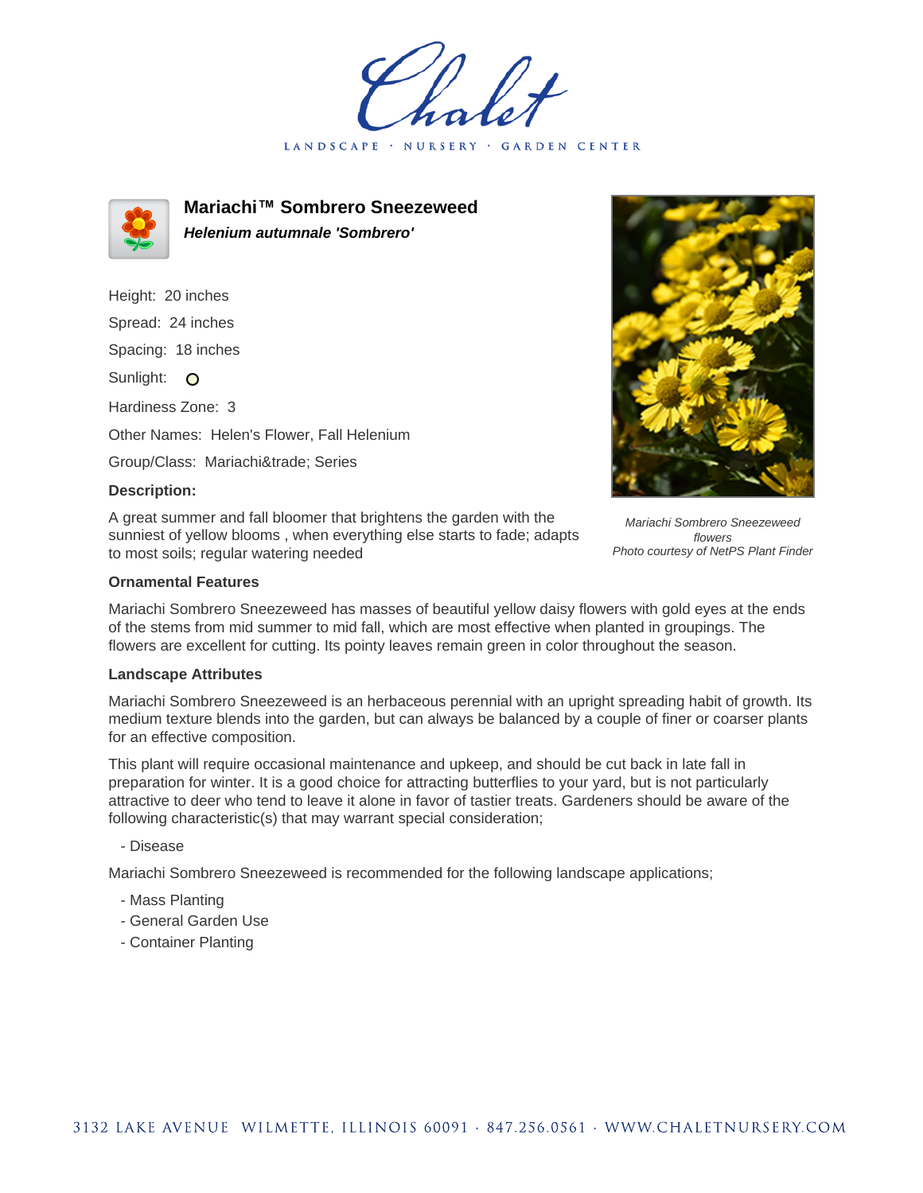# Chalet

LANDSCAPE · NURSERY · GARDEN CENTER

## Mariachi™ Sombrero Sneezeweed

***Helenium autumnale 'Sombrero'***

Height: 20 inches

Spread: 24 inches

Spacing: 18 inches

Sunlight: O

Hardiness Zone: 3

Other Names: Helen's Flower, Fall Helenium

Group/Class: Mariachi&trade; Series

### Description:

A great summer and fall bloomer that brightens the garden with the sunniest of yellow blooms , when everything else starts to fade; adapts to most soils; regular watering needed

*Mariachi Sombrero Sneezeweed flowers*
*Photo courtesy of NetPS Plant Finder*

### Ornamental Features

Mariachi Sombrero Sneezeweed has masses of beautiful yellow daisy flowers with gold eyes at the ends of the stems from mid summer to mid fall, which are most effective when planted in groupings. The flowers are excellent for cutting. Its pointy leaves remain green in color throughout the season.

### Landscape Attributes

Mariachi Sombrero Sneezeweed is an herbaceous perennial with an upright spreading habit of growth. Its medium texture blends into the garden, but can always be balanced by a couple of finer or coarser plants for an effective composition.

This plant will require occasional maintenance and upkeep, and should be cut back in late fall in preparation for winter. It is a good choice for attracting butterflies to your yard, but is not particularly attractive to deer who tend to leave it alone in favor of tastier treats. Gardeners should be aware of the following characteristic(s) that may warrant special consideration;

- Disease

Mariachi Sombrero Sneezeweed is recommended for the following landscape applications;

- Mass Planting
- General Garden Use
- Container Planting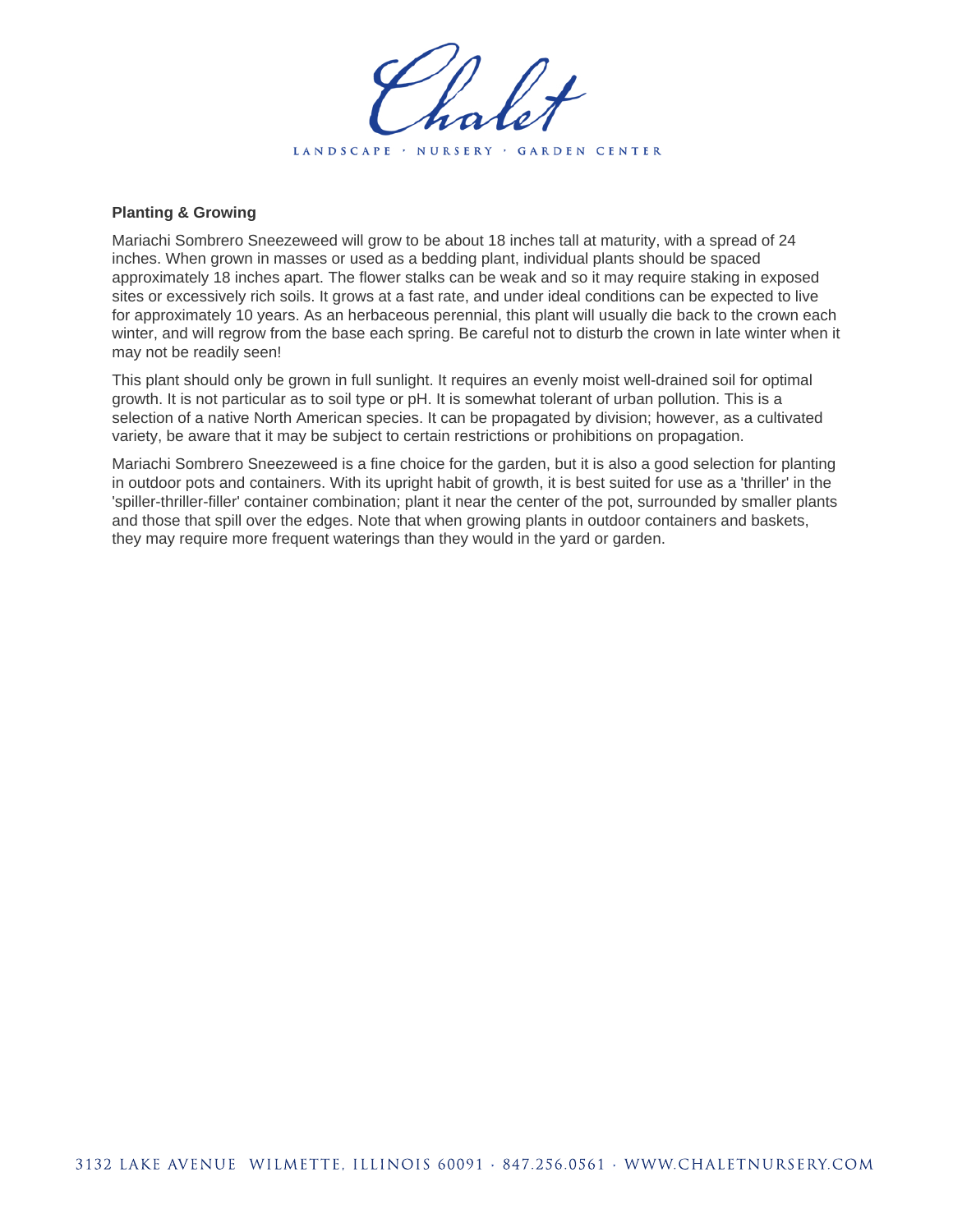**Planting & Growing**

Mariachi Sombrero Sneezeweed will grow to be about 18 inches tall at maturity, with a spread of 24 inches. When grown in masses or used as a bedding plant, individual plants should be spaced approximately 18 inches apart. The flower stalks can be weak and so it may require staking in exposed sites or excessively rich soils. It grows at a fast rate, and under ideal conditions can be expected to live for approximately 10 years. As an herbaceous perennial, this plant will usually die back to the crown each winter, and will regrow from the base each spring. Be careful not to disturb the crown in late winter when it may not be readily seen!

This plant should only be grown in full sunlight. It requires an evenly moist well-drained soil for optimal growth. It is not particular as to soil type or pH. It is somewhat tolerant of urban pollution. This is a selection of a native North American species. It can be propagated by division; however, as a cultivated variety, be aware that it may be subject to certain restrictions or prohibitions on propagation.

Mariachi Sombrero Sneezeweed is a fine choice for the garden, but it is also a good selection for planting in outdoor pots and containers. With its upright habit of growth, it is best suited for use as a 'thriller' in the 'spiller-thriller-filler' container combination; plant it near the center of the pot, surrounded by smaller plants and those that spill over the edges. Note that when growing plants in outdoor containers and baskets, they may require more frequent waterings than they would in the yard or garden.